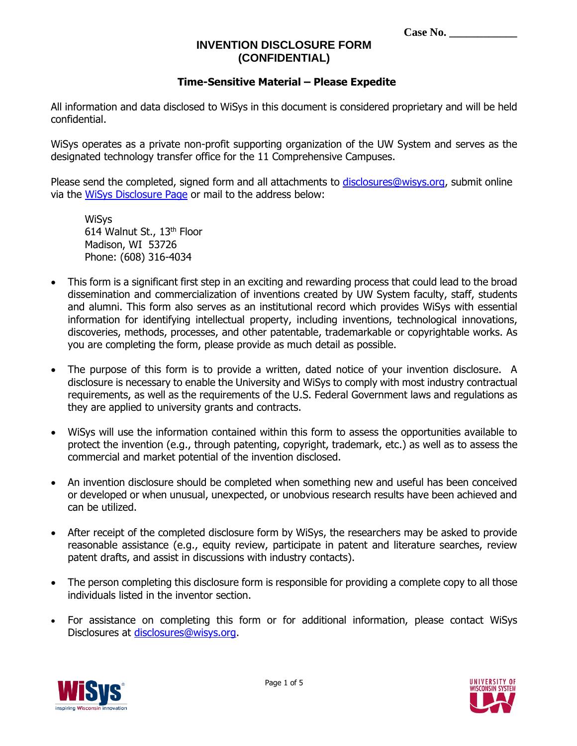Case No. ___________

# INVENTION DISCLOSURE FORM
# (CONFIDENTIAL)

**Time-Sensitive Material – Please Expedite**

All information and data disclosed to WiSys in this document is considered proprietary and will be held confidential.

WiSys operates as a private non-profit supporting organization of the UW System and serves as the designated technology transfer office for the 11 Comprehensive Campuses.

Please send the completed, signed form and all attachments to disclosures@wisys.org, submit online via the WiSys Disclosure Page or mail to the address below:

WiSys
614 Walnut St., 13th Floor
Madison, WI 53726
Phone: (608) 316-4034

- This form is a significant first step in an exciting and rewarding process that could lead to the broad dissemination and commercialization of inventions created by UW System faculty, staff, students and alumni. This form also serves as an institutional record which provides WiSys with essential information for identifying intellectual property, including inventions, technological innovations, discoveries, methods, processes, and other patentable, trademarkable or copyrightable works. As you are completing the form, please provide as much detail as possible.

- The purpose of this form is to provide a written, dated notice of your invention disclosure. A disclosure is necessary to enable the University and WiSys to comply with most industry contractual requirements, as well as the requirements of the U.S. Federal Government laws and regulations as they are applied to university grants and contracts.

- WiSys will use the information contained within this form to assess the opportunities available to protect the invention (e.g., through patenting, copyright, trademark, etc.) as well as to assess the commercial and market potential of the invention disclosed.

- An invention disclosure should be completed when something new and useful has been conceived or developed or when unusual, unexpected, or unobvious research results have been achieved and can be utilized.

- After receipt of the completed disclosure form by WiSys, the researchers may be asked to provide reasonable assistance (e.g., equity review, participate in patent and literature searches, review patent drafts, and assist in discussions with industry contacts).

- The person completing this disclosure form is responsible for providing a complete copy to all those individuals listed in the inventor section.

- For assistance on completing this form or for additional information, please contact WiSys Disclosures at disclosures@wisys.org.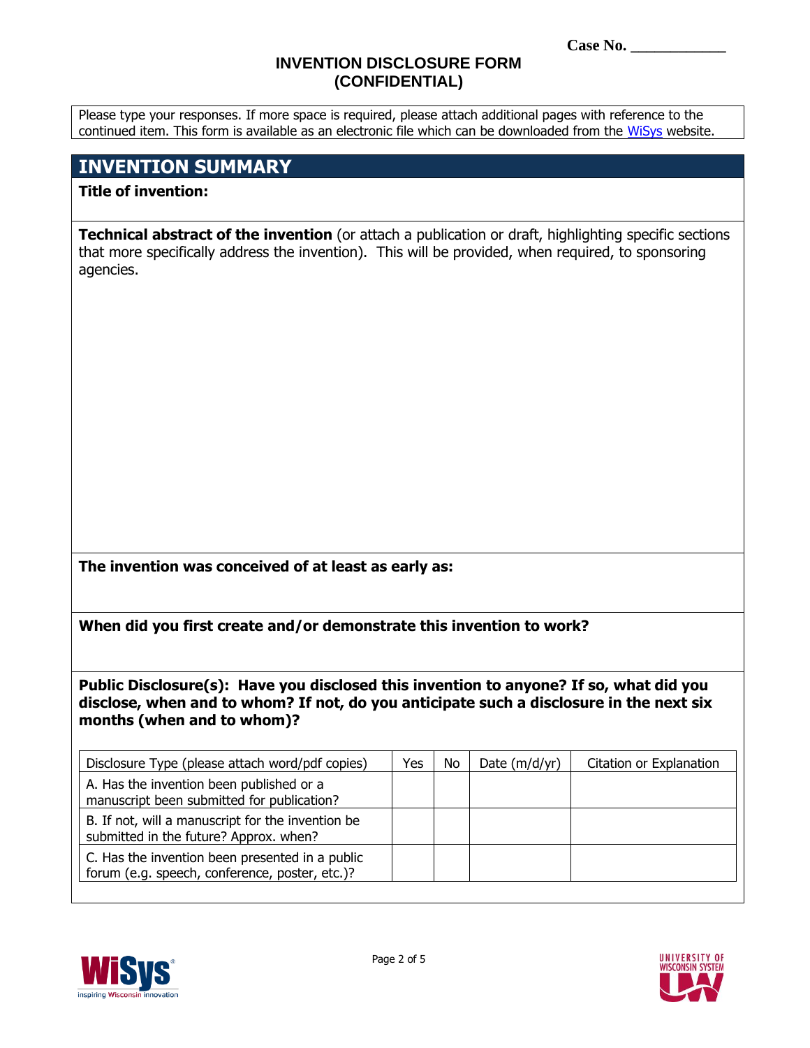Case No. ___________

# INVENTION DISCLOSURE FORM
# (CONFIDENTIAL)

Please type your responses. If more space is required, please attach additional pages with reference to the continued item. This form is available as an electronic file which can be downloaded from the WiSys website.

## INVENTION SUMMARY

**Title of invention:**

**Technical abstract of the invention** (or attach a publication or draft, highlighting specific sections that more specifically address the invention). This will be provided, when required, to sponsoring agencies.

**The invention was conceived of at least as early as:**

**When did you first create and/or demonstrate this invention to work?**

**Public Disclosure(s): Have you disclosed this invention to anyone? If so, what did you disclose, when and to whom? If not, do you anticipate such a disclosure in the next six months (when and to whom)?**

| Disclosure Type (please attach word/pdf copies) | Yes | No | Date (m/d/yr) | Citation or Explanation |
|---|---|---|---|---|
| A. Has the invention been published or a manuscript been submitted for publication? | | | | |
| B. If not, will a manuscript for the invention be submitted in the future? Approx. when? | | | | |
| C. Has the invention been presented in a public forum (e.g. speech, conference, poster, etc.)? | | | | |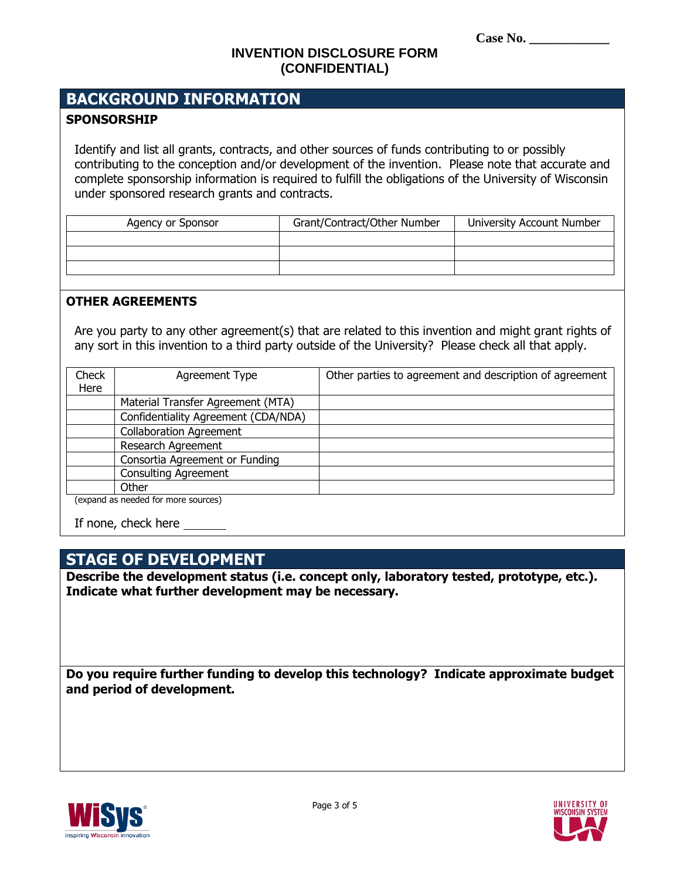Case No. ____________

**INVENTION DISCLOSURE FORM**
**(CONFIDENTIAL)**

# BACKGROUND INFORMATION

## SPONSORSHIP

Identify and list all grants, contracts, and other sources of funds contributing to or possibly contributing to the conception and/or development of the invention. Please note that accurate and complete sponsorship information is required to fulfill the obligations of the University of Wisconsin under sponsored research grants and contracts.

| Agency or Sponsor | Grant/Contract/Other Number | University Account Number |
|---|---|---|
| | | |
| | | |
| | | |

## OTHER AGREEMENTS

Are you party to any other agreement(s) that are related to this invention and might grant rights of any sort in this invention to a third party outside of the University? Please check all that apply.

| Check Here | Agreement Type | Other parties to agreement and description of agreement |
|---|---|---|
| | Material Transfer Agreement (MTA) | |
| | Confidentiality Agreement (CDA/NDA) | |
| | Collaboration Agreement | |
| | Research Agreement | |
| | Consortia Agreement or Funding | |
| | Consulting Agreement | |
| | Other | |

(expand as needed for more sources)

If none, check here _______

# STAGE OF DEVELOPMENT

**Describe the development status (i.e. concept only, laboratory tested, prototype, etc.). Indicate what further development may be necessary.**

**Do you require further funding to develop this technology? Indicate approximate budget and period of development.**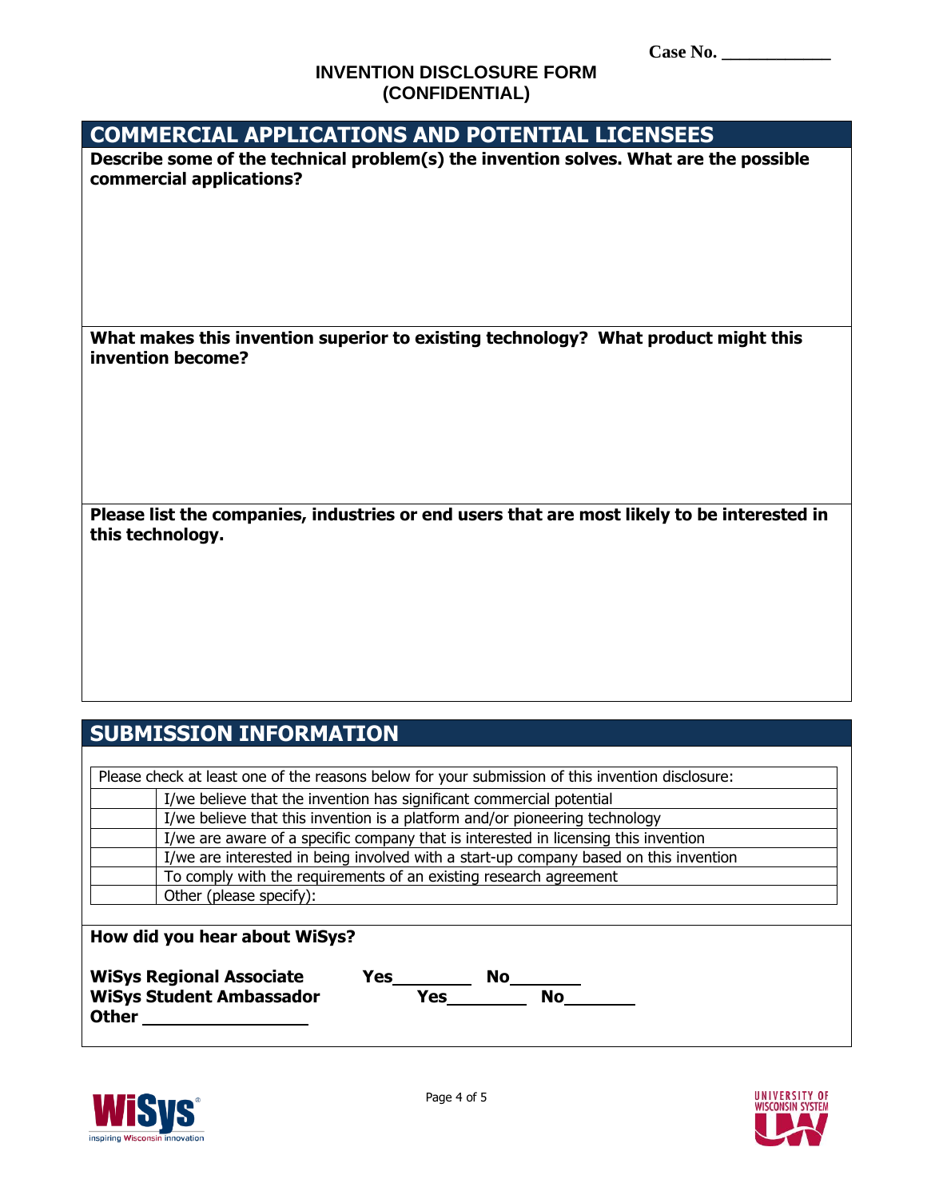Case No. ___________

**INVENTION DISCLOSURE FORM**
**(CONFIDENTIAL)**

## COMMERCIAL APPLICATIONS AND POTENTIAL LICENSEES

**Describe some of the technical problem(s) the invention solves. What are the possible commercial applications?**

**What makes this invention superior to existing technology? What product might this invention become?**

**Please list the companies, industries or end users that are most likely to be interested in this technology.**

## SUBMISSION INFORMATION

| Please check at least one of the reasons below for your submission of this invention disclosure: | |
|---|---|
| | I/we believe that the invention has significant commercial potential |
| | I/we believe that this invention is a platform and/or pioneering technology |
| | I/we are aware of a specific company that is interested in licensing this invention |
| | I/we are interested in being involved with a start-up company based on this invention |
| | To comply with the requirements of an existing research agreement |
| | Other (please specify): |

**How did you hear about WiSys?**

**WiSys Regional Associate** **Yes**________ **No**_______
**WiSys Student Ambassador** **Yes**________ **No**_______
**Other** _________________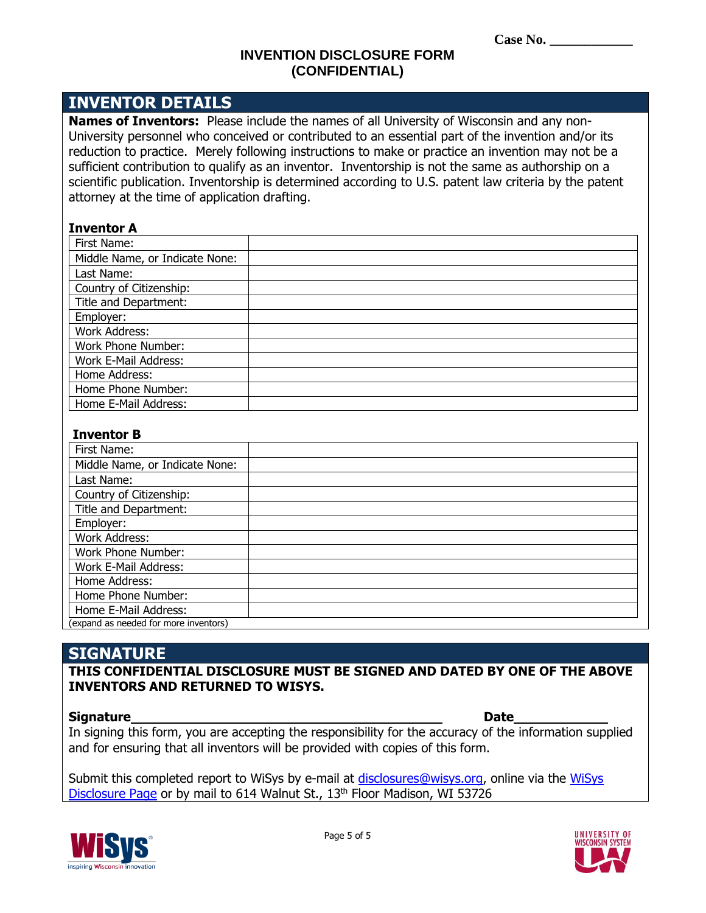Case No. ____________

**INVENTION DISCLOSURE FORM**
**(CONFIDENTIAL)**

## INVENTOR DETAILS

**Names of Inventors:** Please include the names of all University of Wisconsin and any non-University personnel who conceived or contributed to an essential part of the invention and/or its reduction to practice. Merely following instructions to make or practice an invention may not be a sufficient contribution to qualify as an inventor. Inventorship is not the same as authorship on a scientific publication. Inventorship is determined according to U.S. patent law criteria by the patent attorney at the time of application drafting.

**Inventor A**

| | |
|---|---|
| First Name: | |
| Middle Name, or Indicate None: | |
| Last Name: | |
| Country of Citizenship: | |
| Title and Department: | |
| Employer: | |
| Work Address: | |
| Work Phone Number: | |
| Work E-Mail Address: | |
| Home Address: | |
| Home Phone Number: | |
| Home E-Mail Address: | |

**Inventor B**

| | |
|---|---|
| First Name: | |
| Middle Name, or Indicate None: | |
| Last Name: | |
| Country of Citizenship: | |
| Title and Department: | |
| Employer: | |
| Work Address: | |
| Work Phone Number: | |
| Work E-Mail Address: | |
| Home Address: | |
| Home Phone Number: | |
| Home E-Mail Address: | |

(expand as needed for more inventors)

## SIGNATURE

**THIS CONFIDENTIAL DISCLOSURE MUST BE SIGNED AND DATED BY ONE OF THE ABOVE INVENTORS AND RETURNED TO WISYS.**

**Signature**_________________________________________ **Date**____________

In signing this form, you are accepting the responsibility for the accuracy of the information supplied and for ensuring that all inventors will be provided with copies of this form.

Submit this completed report to WiSys by e-mail at disclosures@wisys.org, online via the WiSys Disclosure Page or by mail to 614 Walnut St., 13th Floor Madison, WI 53726

WiSys® inspiring Wisconsin innovation

UNIVERSITY OF WISCONSIN SYSTEM